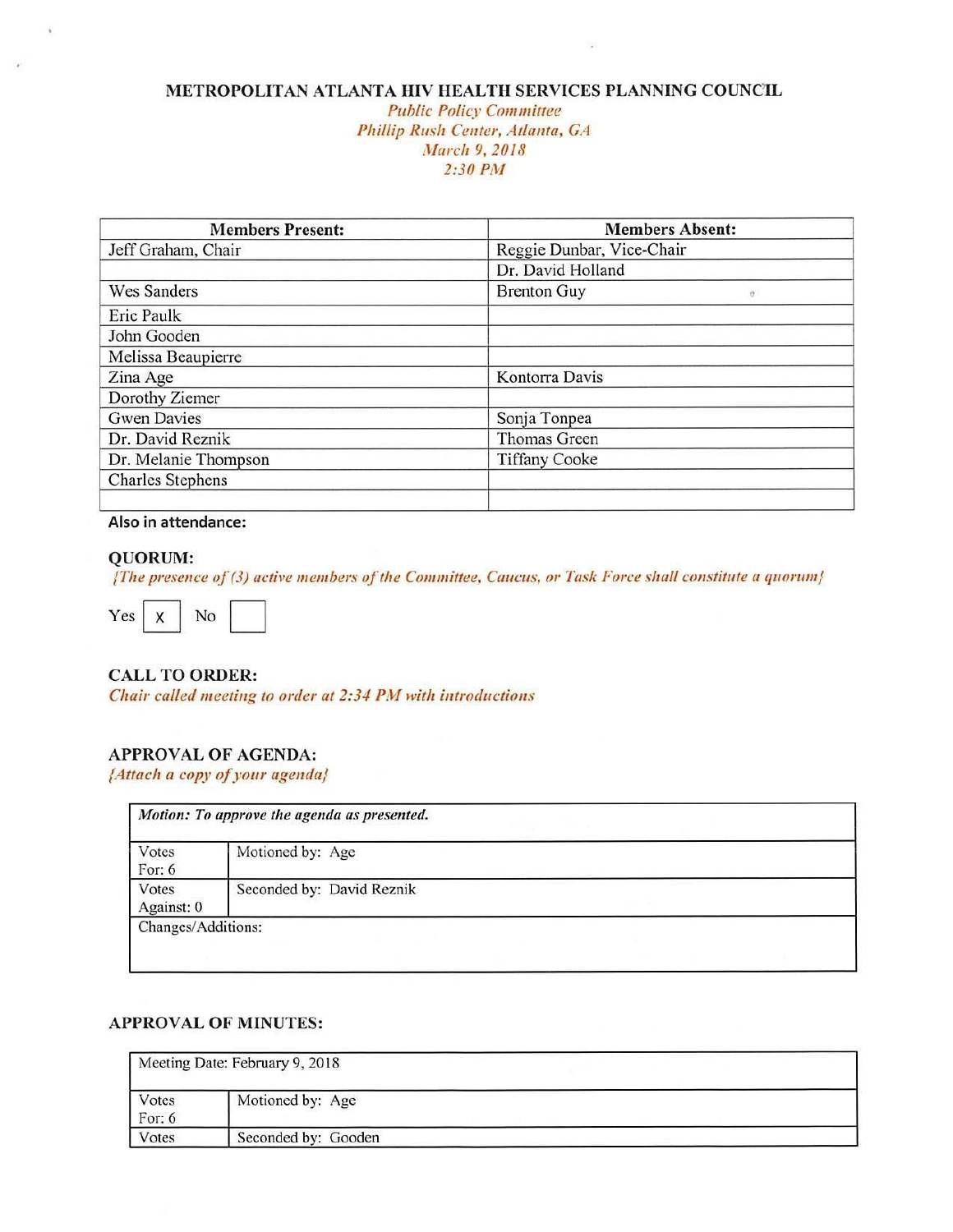# METROPOLITAN ATLANTA HIV HEALTH SERVICES PLANNING COUNCIL

*Public Policy Committee*
*Phillip Rush Center, Atlanta, GA*
*March 9, 2018*
*2:30 PM*

| Members Present: | Members Absent: |
|---|---|
| Jeff Graham, Chair | Reggie Dunbar, Vice-Chair |
| | Dr. David Holland |
| Wes Sanders | Brenton Guy |
| Eric Paulk | |
| John Gooden | |
| Melissa Beaupierre | |
| Zina Age | Kontorra Davis |
| Dorothy Ziemer | |
| Gwen Davies | Sonja Tonpea |
| Dr. David Reznik | Thomas Green |
| Dr. Melanie Thompson | Tiffany Cooke |
| Charles Stephens | |
| | |

**Also in attendance:**

## QUORUM:

*{The presence of (3) active members of the Committee, Caucus, or Task Force shall constitute a quorum}*

Yes [X] No [ ]

## CALL TO ORDER:

*Chair called meeting to order at 2:34 PM with introductions*

## APPROVAL OF AGENDA:

*{Attach a copy of your agenda}*

| *Motion: To approve the agenda as presented.* | |
|---|---|
| Votes For: 6 | Motioned by: Age |
| Votes Against: 0 | Seconded by: David Reznik |
| Changes/Additions: | |

## APPROVAL OF MINUTES:

| Meeting Date: February 9, 2018 | |
|---|---|
| Votes For: 6 | Motioned by: Age |
| Votes | Seconded by: Gooden |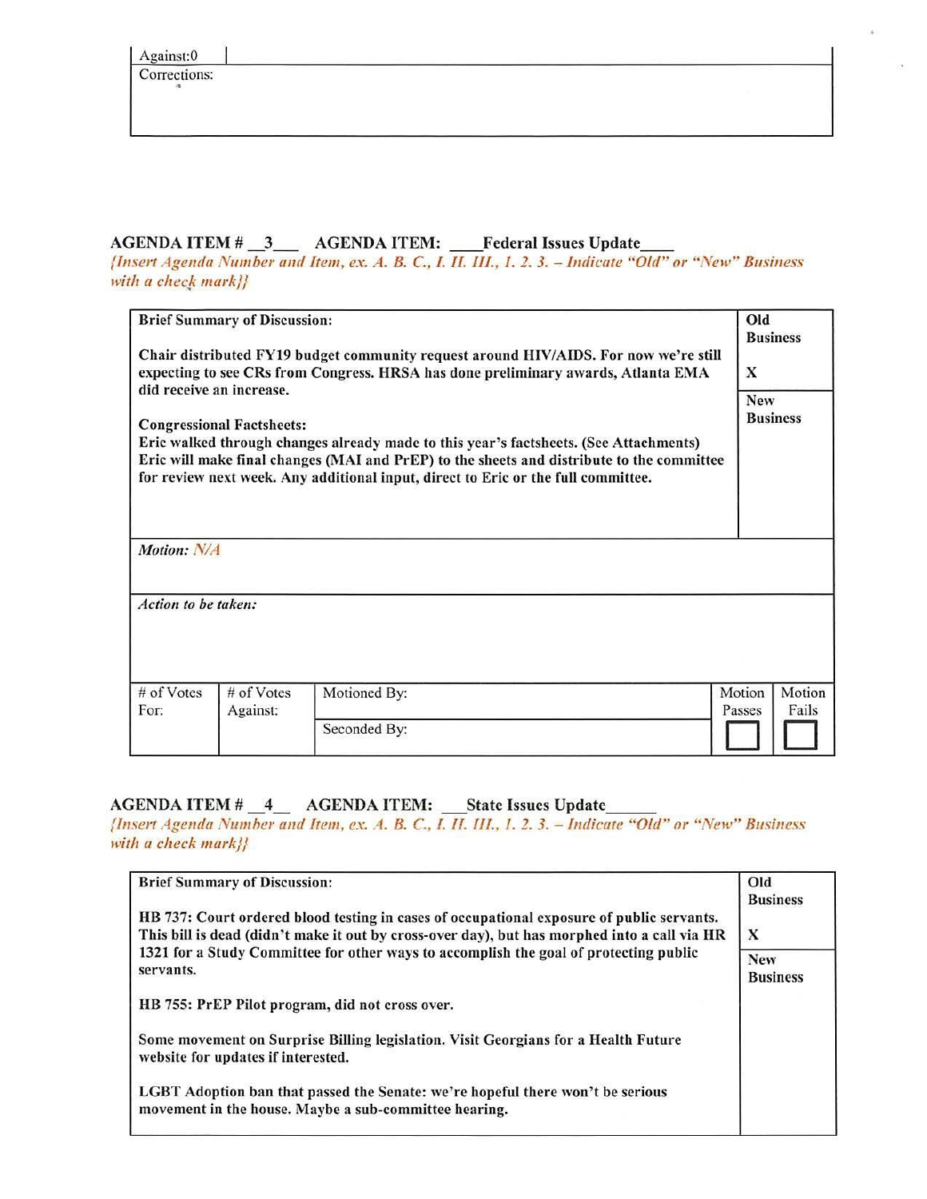| Against:0 | |
|---|---|
| Corrections: | |

**AGENDA ITEM # \_\_3\_\_ AGENDA ITEM: \_\_\_Federal Issues Update\_\_\_**

*{Insert Agenda Number and Item, ex. A. B. C., I. II. III., 1. 2. 3. – Indicate "Old" or "New" Business with a check mark}}*

| Brief Summary of Discussion: | |
|---|---|
| **Chair distributed FY19 budget community request around HIV/AIDS. For now we're still expecting to see CRs from Congress. HRSA has done preliminary awards, Atlanta EMA did receive an increase.** | **Old Business** X |
| **Congressional Factsheets:** **Eric walked through changes already made to this year's factsheets. (See Attachments) Eric will make final changes (MAI and PrEP) to the sheets and distribute to the committee for review next week. Any additional input, direct to Eric or the full committee.** | **New Business** |
| *Motion:* N/A | |
| *Action to be taken:* | |

| # of Votes For: | # of Votes Against: | Motioned By: | Motion Passes | Motion Fails |
|---|---|---|---|---|
| | | Seconded By: | ☐ | ☐ |

**AGENDA ITEM # \_\_4\_\_ AGENDA ITEM: \_\_\_State Issues Update\_\_\_\_\_\_**

*{Insert Agenda Number and Item, ex. A. B. C., I. II. III., 1. 2. 3. – Indicate "Old" or "New" Business with a check mark}}*

| Brief Summary of Discussion: | |
|---|---|
| **HB 737: Court ordered blood testing in cases of occupational exposure of public servants. This bill is dead (didn't make it out by cross-over day), but has morphed into a call via HR 1321 for a Study Committee for other ways to accomplish the goal of protecting public servants.** | **Old Business** X |
| **HB 755: PrEP Pilot program, did not cross over.** **Some movement on Surprise Billing legislation. Visit Georgians for a Health Future website for updates if interested.** **LGBT Adoption ban that passed the Senate: we're hopeful there won't be serious movement in the house. Maybe a sub-committee hearing.** | **New Business** |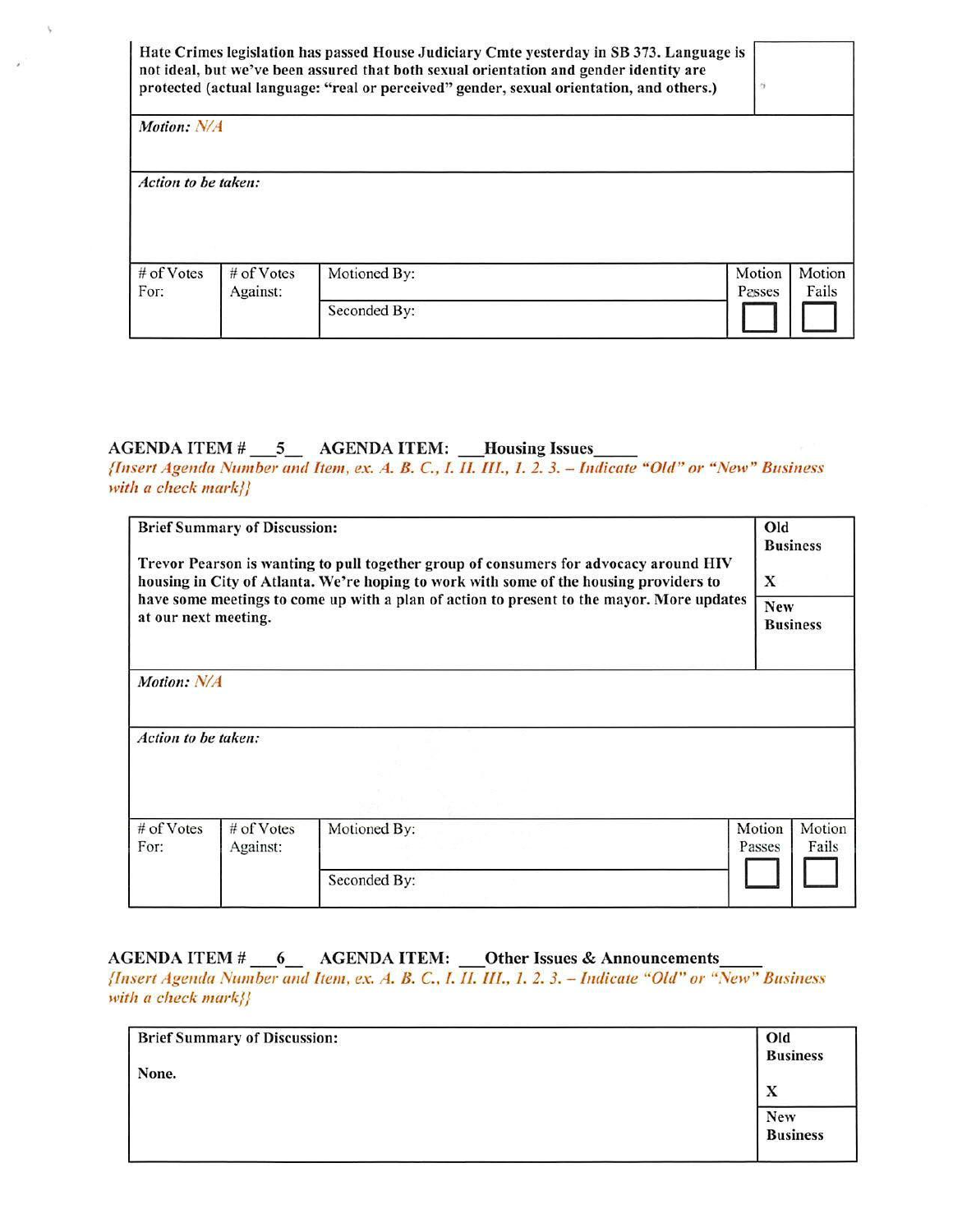| Hate Crimes legislation has passed House Judiciary Cmte yesterday in SB 373. Language is not ideal, but we've been assured that both sexual orientation and gender identity are protected (actual language: "real or perceived" gender, sexual orientation, and others.) | | | | |
|---|---|---|---|---|
| *Motion: N/A* | | | | |
| *Action to be taken:* | | | | |
| # of Votes For: | # of Votes Against: | Motioned By: | Motion Passes ☐ | Motion Fails ☐ |
| | | Seconded By: | | |

**AGENDA ITEM # 5 AGENDA ITEM: Housing Issues**

*{Insert Agenda Number and Item, ex. A. B. C., I. II. III., 1. 2. 3. – Indicate "Old" or "New" Business with a check mark}}*

| Brief Summary of Discussion: | | | Old Business X | |
|---|---|---|---|---|
| Trevor Pearson is wanting to pull together group of consumers for advocacy around HIV housing in City of Atlanta. We're hoping to work with some of the housing providers to have some meetings to come up with a plan of action to present to the mayor. More updates at our next meeting. | | | New Business | |
| *Motion: N/A* | | | | |
| *Action to be taken:* | | | | |
| # of Votes For: | # of Votes Against: | Motioned By: | Motion Passes ☐ | Motion Fails ☐ |
| | | Seconded By: | | |

**AGENDA ITEM # 6 AGENDA ITEM: Other Issues & Announcements**

*{Insert Agenda Number and Item, ex. A. B. C., I. II. III., 1. 2. 3. – Indicate "Old" or "New" Business with a check mark}}*

| Brief Summary of Discussion: | Old Business X |
|---|---|
| None. | New Business |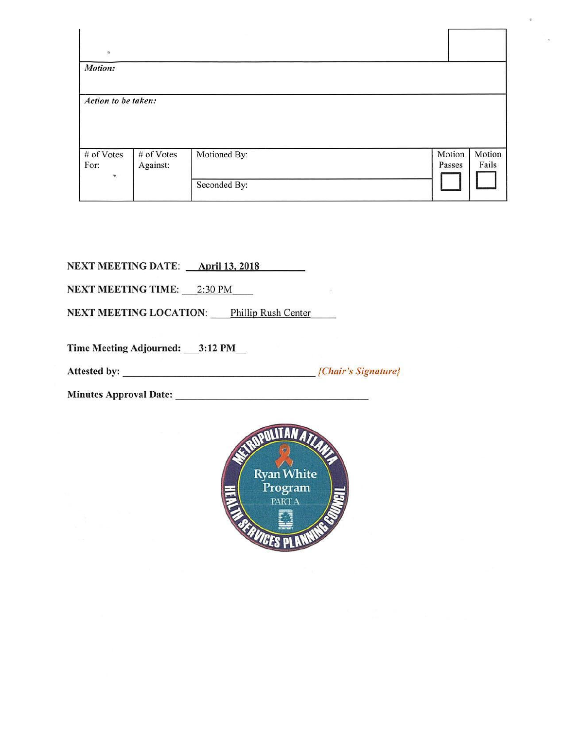| | |
|---|---|
| | |

| | | | | |
|---|---|---|---|---|
| *Motion:* | | | | |
| *Action to be taken:* | | | | |
| # of Votes For: | # of Votes Against: | Motioned By: | Motion Passes | Motion Fails |
| | | Seconded By: | ☐ | ☐ |

**NEXT MEETING DATE:** April 13, 2018

**NEXT MEETING TIME:** 2:30 PM

**NEXT MEETING LOCATION:** Phillip Rush Center

**Time Meeting Adjourned:** 3:12 PM

**Attested by:** ______________________ *{Chair's Signature}*

**Minutes Approval Date:** ______________________

METROPOLITAN ATLANTA
Ryan White Program
PART A
HEALTH SERVICES PLANNING COUNCIL